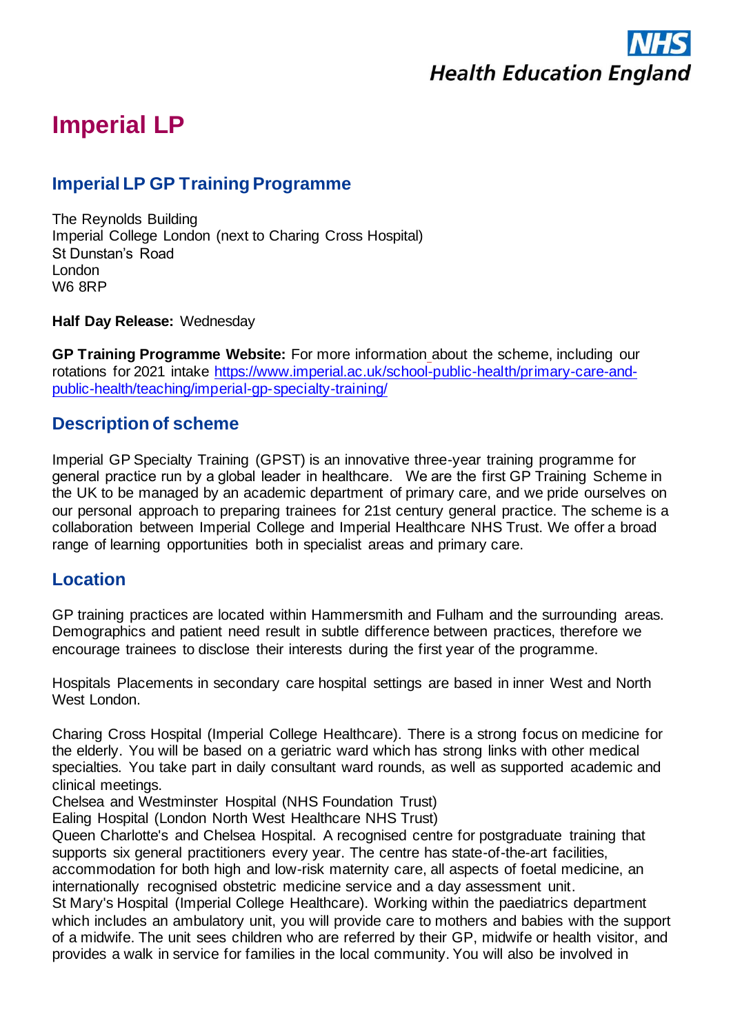# Imperial LP

## Imperial LP GP Training Programme

The Reynolds Building
Imperial College London (next to Charing Cross Hospital)
St Dunstan's Road
London
W6 8RP

**Half Day Release:** Wednesday

**GP Training Programme Website:** For more information about the scheme, including our rotations for 2021 intake [https://www.imperial.ac.uk/school-public-health/primary-care-and-public-health/teaching/imperial-gp-specialty-training/](https://www.imperial.ac.uk/school-public-health/primary-care-and-public-health/teaching/imperial-gp-specialty-training/)

## Description of scheme

Imperial GP Specialty Training (GPST) is an innovative three-year training programme for general practice run by a global leader in healthcare. We are the first GP Training Scheme in the UK to be managed by an academic department of primary care, and we pride ourselves on our personal approach to preparing trainees for 21st century general practice. The scheme is a collaboration between Imperial College and Imperial Healthcare NHS Trust. We offer a broad range of learning opportunities both in specialist areas and primary care.

## Location

GP training practices are located within Hammersmith and Fulham and the surrounding areas. Demographics and patient need result in subtle difference between practices, therefore we encourage trainees to disclose their interests during the first year of the programme.

Hospitals Placements in secondary care hospital settings are based in inner West and North West London.

Charing Cross Hospital (Imperial College Healthcare). There is a strong focus on medicine for the elderly. You will be based on a geriatric ward which has strong links with other medical specialties. You take part in daily consultant ward rounds, as well as supported academic and clinical meetings.
Chelsea and Westminster Hospital (NHS Foundation Trust)
Ealing Hospital (London North West Healthcare NHS Trust)
Queen Charlotte's and Chelsea Hospital. A recognised centre for postgraduate training that supports six general practitioners every year. The centre has state-of-the-art facilities, accommodation for both high and low-risk maternity care, all aspects of foetal medicine, an internationally recognised obstetric medicine service and a day assessment unit.
St Mary's Hospital (Imperial College Healthcare). Working within the paediatrics department which includes an ambulatory unit, you will provide care to mothers and babies with the support of a midwife. The unit sees children who are referred by their GP, midwife or health visitor, and provides a walk in service for families in the local community. You will also be involved in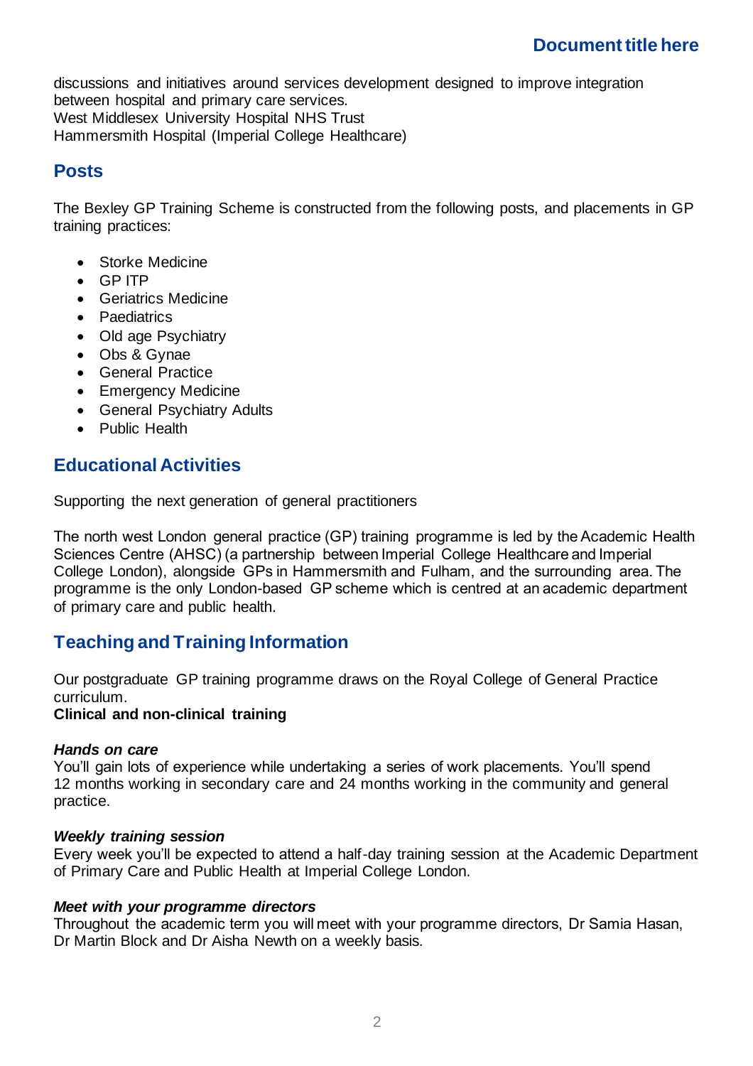discussions and initiatives around services development designed to improve integration between hospital and primary care services.
West Middlesex University Hospital NHS Trust
Hammersmith Hospital (Imperial College Healthcare)

## Posts

The Bexley GP Training Scheme is constructed from the following posts, and placements in GP training practices:

- Storke Medicine
- GP ITP
- Geriatrics Medicine
- Paediatrics
- Old age Psychiatry
- Obs & Gynae
- General Practice
- Emergency Medicine
- General Psychiatry Adults
- Public Health

## Educational Activities

Supporting the next generation of general practitioners

The north west London general practice (GP) training programme is led by the Academic Health Sciences Centre (AHSC) (a partnership between Imperial College Healthcare and Imperial College London), alongside GPs in Hammersmith and Fulham, and the surrounding area. The programme is the only London-based GP scheme which is centred at an academic department of primary care and public health.

## Teaching and Training Information

Our postgraduate GP training programme draws on the Royal College of General Practice curriculum.

**Clinical and non-clinical training**

***Hands on care***
You'll gain lots of experience while undertaking a series of work placements. You'll spend 12 months working in secondary care and 24 months working in the community and general practice.

***Weekly training session***
Every week you'll be expected to attend a half-day training session at the Academic Department of Primary Care and Public Health at Imperial College London.

***Meet with your programme directors***
Throughout the academic term you will meet with your programme directors, Dr Samia Hasan, Dr Martin Block and Dr Aisha Newth on a weekly basis.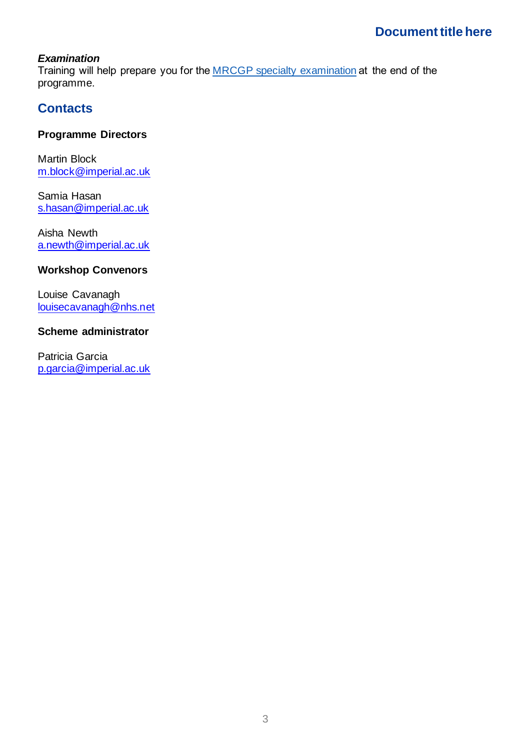***Examination***

Training will help prepare you for the [MRCGP specialty examination] at the end of the programme.

## Contacts

**Programme Directors**

Martin Block
m.block@imperial.ac.uk

Samia Hasan
s.hasan@imperial.ac.uk

Aisha Newth
a.newth@imperial.ac.uk

**Workshop Convenors**

Louise Cavanagh
louisecavanagh@nhs.net

**Scheme administrator**

Patricia Garcia
p.garcia@imperial.ac.uk